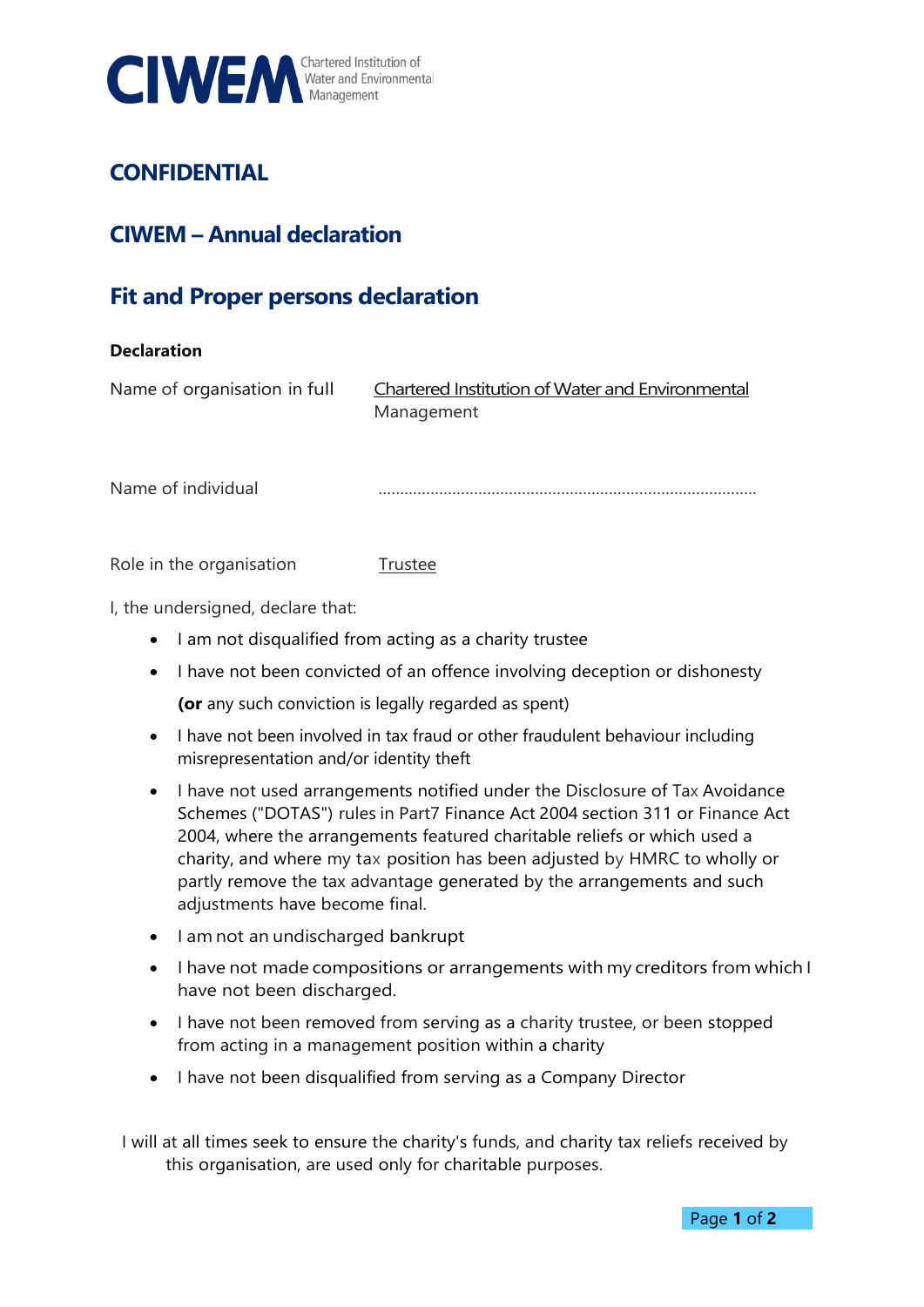CIWEM Chartered Institution of Water and Environmental Management

## CONFIDENTIAL

## CIWEM – Annual declaration

## Fit and Proper persons declaration

**Declaration**

Name of organisation in full: Chartered Institution of Water and Environmental Management

Name of individual: .....................................................................................

Role in the organisation: Trustee

I, the undersigned, declare that:

- I am not disqualified from acting as a charity trustee
- I have not been convicted of an offence involving deception or dishonesty

  **(or** any such conviction is legally regarded as spent)
- I have not been involved in tax fraud or other fraudulent behaviour including misrepresentation and/or identity theft
- I have not used arrangements notified under the Disclosure of Tax Avoidance Schemes ("DOTAS") rules in Part7 Finance Act 2004 section 311 or Finance Act 2004, where the arrangements featured charitable reliefs or which used a charity, and where my tax position has been adjusted by HMRC to wholly or partly remove the tax advantage generated by the arrangements and such adjustments have become final.
- I am not an undischarged bankrupt
- I have not made compositions or arrangements with my creditors from which I have not been discharged.
- I have not been removed from serving as a charity trustee, or been stopped from acting in a management position within a charity
- I have not been disqualified from serving as a Company Director

I will at all times seek to ensure the charity's funds, and charity tax reliefs received by this organisation, are used only for charitable purposes.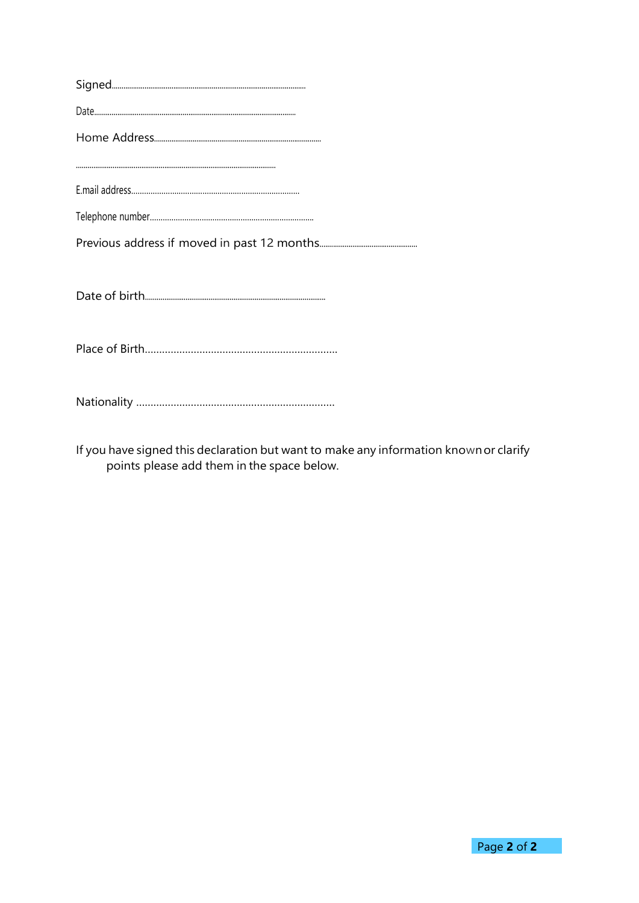Signed.......................................................................................................

Date.......................................................................................................

Home Address.......................................................................................

.......................................................................................................

E.mail address..............................................................................

Telephone number...........................................................................

Previous address if moved in past 12 months..................................................

Date of birth..........................................................................................

Place of Birth...................................................................

Nationality ....................................................................

If you have signed this declaration but want to make any information known or clarify points please add them in the space below.